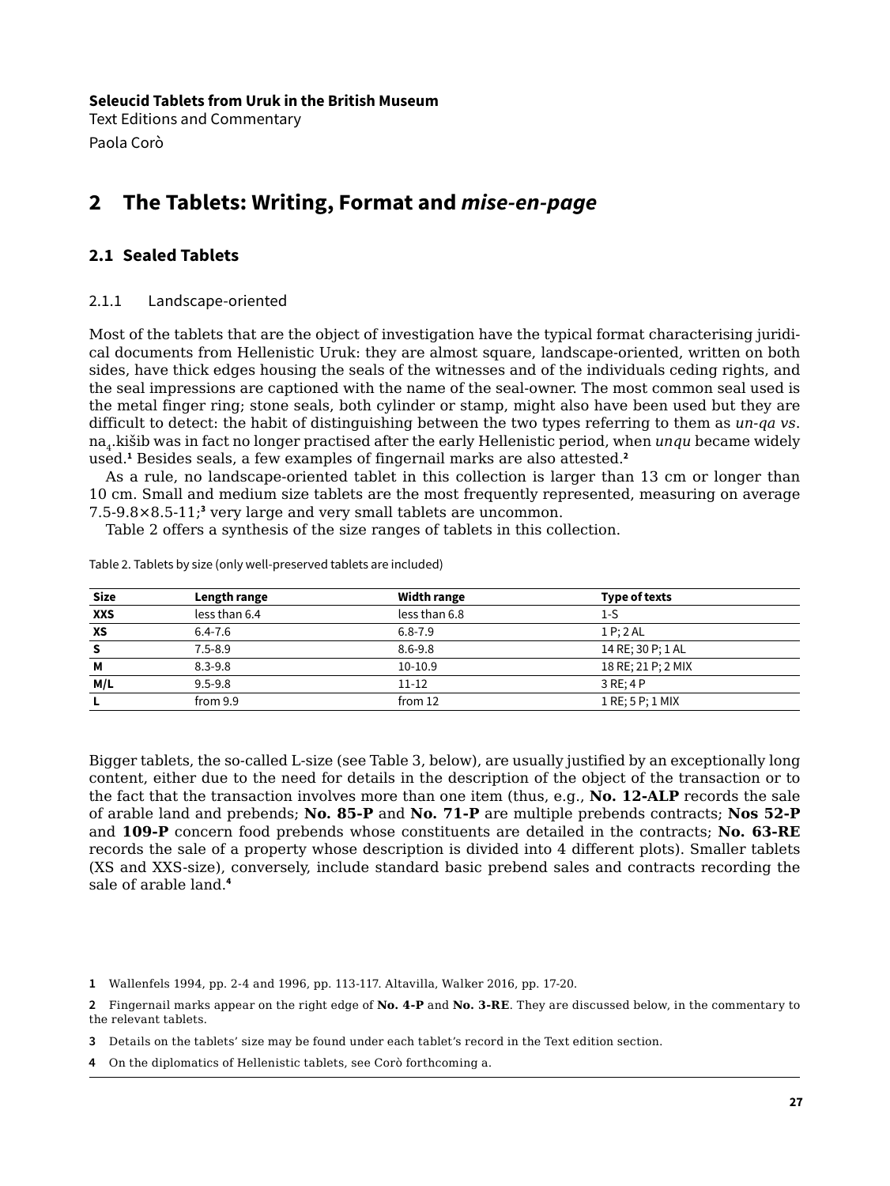**Seleucid Tablets from Uruk in the British Museum**
Text Editions and Commentary
Paola Corò

# 2 The Tablets: Writing, Format and *mise-en-page*

## 2.1 Sealed Tablets

### 2.1.1 Landscape-oriented

Most of the tablets that are the object of investigation have the typical format characterising juridical documents from Hellenistic Uruk: they are almost square, landscape-oriented, written on both sides, have thick edges housing the seals of the witnesses and of the individuals ceding rights, and the seal impressions are captioned with the name of the seal-owner. The most common seal used is the metal finger ring; stone seals, both cylinder or stamp, might also have been used but they are difficult to detect: the habit of distinguishing between the two types referring to them as *un-qa vs*. $na_4$.kišib was in fact no longer practised after the early Hellenistic period, when *unqu* became widely used.[1] Besides seals, a few examples of fingernail marks are also attested.[2]

As a rule, no landscape-oriented tablet in this collection is larger than 13 cm or longer than 10 cm. Small and medium size tablets are the most frequently represented, measuring on average 7.5-9.8×8.5-11;[3] very large and very small tablets are uncommon.

Table 2 offers a synthesis of the size ranges of tablets in this collection.

Table 2. Tablets by size (only well-preserved tablets are included)

| Size | Length range | Width range | Type of texts |
|---|---|---|---|
| **XXS** | less than 6.4 | less than 6.8 | 1-S |
| **XS** | 6.4-7.6 | 6.8-7.9 | 1 P; 2 AL |
| **S** | 7.5-8.9 | 8.6-9.8 | 14 RE; 30 P; 1 AL |
| **M** | 8.3-9.8 | 10-10.9 | 18 RE; 21 P; 2 MIX |
| **M/L** | 9.5-9.8 | 11-12 | 3 RE; 4 P |
| **L** | from 9.9 | from 12 | 1 RE; 5 P; 1 MIX |

Bigger tablets, the so-called L-size (see Table 3, below), are usually justified by an exceptionally long content, either due to the need for details in the description of the object of the transaction or to the fact that the transaction involves more than one item (thus, e.g., **No. 12-ALP** records the sale of arable land and prebends; **No. 85-P** and **No. 71-P** are multiple prebends contracts; **Nos 52-P** and **109-P** concern food prebends whose constituents are detailed in the contracts; **No. 63-RE** records the sale of a property whose description is divided into 4 different plots). Smaller tablets (XS and XXS-size), conversely, include standard basic prebend sales and contracts recording the sale of arable land.[4]

---

**1** Wallenfels 1994, pp. 2-4 and 1996, pp. 113-117. Altavilla, Walker 2016, pp. 17-20.

**2** Fingernail marks appear on the right edge of **No. 4-P** and **No. 3-RE**. They are discussed below, in the commentary to the relevant tablets.

**3** Details on the tablets' size may be found under each tablet's record in the Text edition section.

**4** On the diplomatics of Hellenistic tablets, see Corò forthcoming a.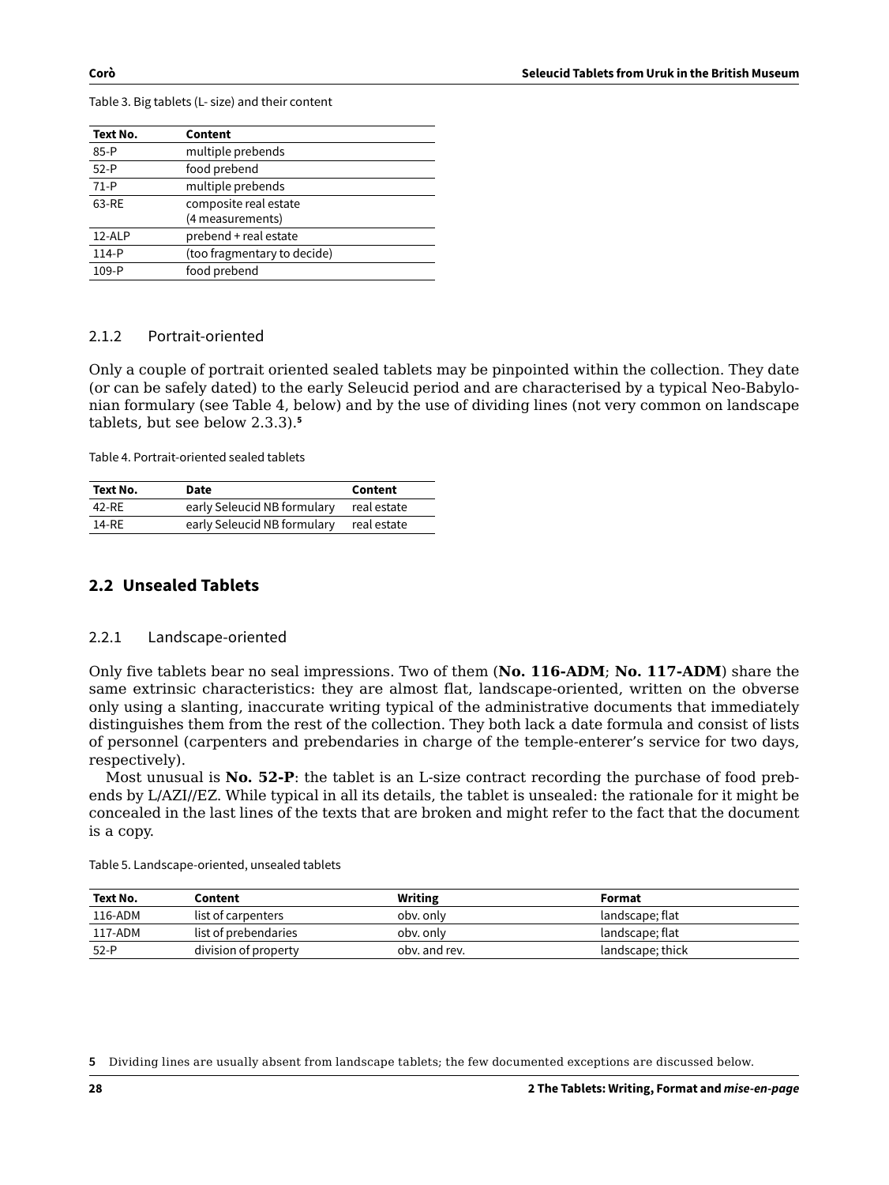Table 3. Big tablets (L- size) and their content

| Text No. | Content |
|---|---|
| 85-P | multiple prebends |
| 52-P | food prebend |
| 71-P | multiple prebends |
| 63-RE | composite real estate (4 measurements) |
| 12-ALP | prebend + real estate |
| 114-P | (too fragmentary to decide) |
| 109-P | food prebend |

### 2.1.2 Portrait-oriented

Only a couple of portrait oriented sealed tablets may be pinpointed within the collection. They date (or can be safely dated) to the early Seleucid period and are characterised by a typical Neo-Babylonian formulary (see Table 4, below) and by the use of dividing lines (not very common on landscape tablets, but see below 2.3.3).[5]

Table 4. Portrait-oriented sealed tablets

| Text No. | Date | Content |
|---|---|---|
| 42-RE | early Seleucid NB formulary | real estate |
| 14-RE | early Seleucid NB formulary | real estate |

## 2.2 Unsealed Tablets

### 2.2.1 Landscape-oriented

Only five tablets bear no seal impressions. Two of them (**No. 116-ADM**; **No. 117-ADM**) share the same extrinsic characteristics: they are almost flat, landscape-oriented, written on the obverse only using a slanting, inaccurate writing typical of the administrative documents that immediately distinguishes them from the rest of the collection. They both lack a date formula and consist of lists of personnel (carpenters and prebendaries in charge of the temple-enterer's service for two days, respectively).

Most unusual is **No. 52-P**: the tablet is an L-size contract recording the purchase of food prebends by L/AZI//EZ. While typical in all its details, the tablet is unsealed: the rationale for it might be concealed in the last lines of the texts that are broken and might refer to the fact that the document is a copy.

Table 5. Landscape-oriented, unsealed tablets

| Text No. | Content | Writing | Format |
|---|---|---|---|
| 116-ADM | list of carpenters | obv. only | landscape; flat |
| 117-ADM | list of prebendaries | obv. only | landscape; flat |
| 52-P | division of property | obv. and rev. | landscape; thick |

[5] Dividing lines are usually absent from landscape tablets; the few documented exceptions are discussed below.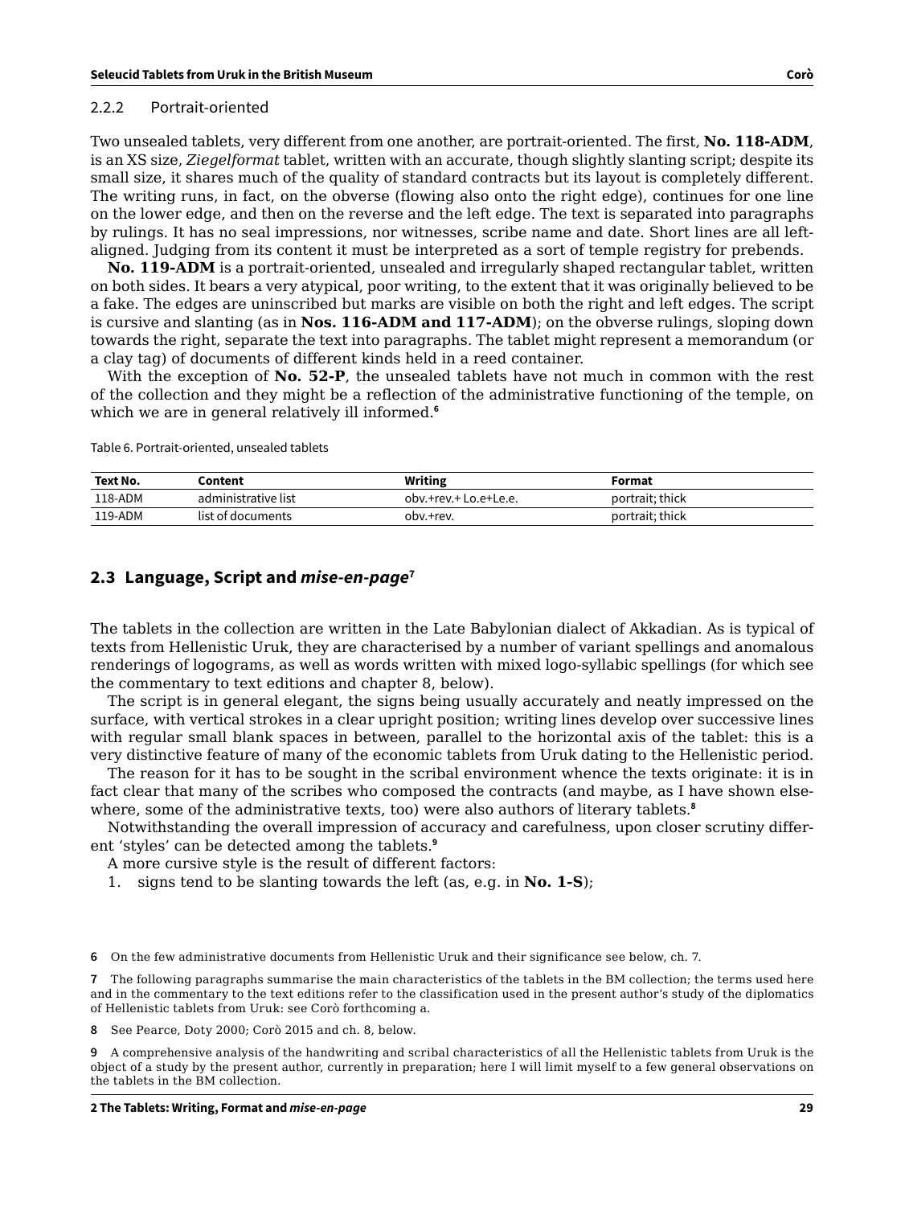### 2.2.2 Portrait-oriented

Two unsealed tablets, very different from one another, are portrait-oriented. The first, **No. 118-ADM**, is an XS size, *Ziegelformat* tablet, written with an accurate, though slightly slanting script; despite its small size, it shares much of the quality of standard contracts but its layout is completely different. The writing runs, in fact, on the obverse (flowing also onto the right edge), continues for one line on the lower edge, and then on the reverse and the left edge. The text is separated into paragraphs by rulings. It has no seal impressions, nor witnesses, scribe name and date. Short lines are all left-aligned. Judging from its content it must be interpreted as a sort of temple registry for prebends.

**No. 119-ADM** is a portrait-oriented, unsealed and irregularly shaped rectangular tablet, written on both sides. It bears a very atypical, poor writing, to the extent that it was originally believed to be a fake. The edges are uninscribed but marks are visible on both the right and left edges. The script is cursive and slanting (as in **Nos. 116-ADM and 117-ADM**); on the obverse rulings, sloping down towards the right, separate the text into paragraphs. The tablet might represent a memorandum (or a clay tag) of documents of different kinds held in a reed container.

With the exception of **No. 52-P**, the unsealed tablets have not much in common with the rest of the collection and they might be a reflection of the administrative functioning of the temple, on which we are in general relatively ill informed.[6]

Table 6. Portrait-oriented, unsealed tablets

| Text No. | Content | Writing | Format |
|---|---|---|---|
| 118-ADM | administrative list | obv.+rev.+ Lo.e+Le.e. | portrait; thick |
| 119-ADM | list of documents | obv.+rev. | portrait; thick |

## 2.3 Language, Script and *mise-en-page*[7]

The tablets in the collection are written in the Late Babylonian dialect of Akkadian. As is typical of texts from Hellenistic Uruk, they are characterised by a number of variant spellings and anomalous renderings of logograms, as well as words written with mixed logo-syllabic spellings (for which see the commentary to text editions and chapter 8, below).

The script is in general elegant, the signs being usually accurately and neatly impressed on the surface, with vertical strokes in a clear upright position; writing lines develop over successive lines with regular small blank spaces in between, parallel to the horizontal axis of the tablet: this is a very distinctive feature of many of the economic tablets from Uruk dating to the Hellenistic period.

The reason for it has to be sought in the scribal environment whence the texts originate: it is in fact clear that many of the scribes who composed the contracts (and maybe, as I have shown elsewhere, some of the administrative texts, too) were also authors of literary tablets.[8]

Notwithstanding the overall impression of accuracy and carefulness, upon closer scrutiny different 'styles' can be detected among the tablets.[9]

A more cursive style is the result of different factors:

1. signs tend to be slanting towards the left (as, e.g. in **No. 1-S**);

---

[6] On the few administrative documents from Hellenistic Uruk and their significance see below, ch. 7.

[7] The following paragraphs summarise the main characteristics of the tablets in the BM collection; the terms used here and in the commentary to the text editions refer to the classification used in the present author's study of the diplomatics of Hellenistic tablets from Uruk: see Corò forthcoming a.

[8] See Pearce, Doty 2000; Corò 2015 and ch. 8, below.

[9] A comprehensive analysis of the handwriting and scribal characteristics of all the Hellenistic tablets from Uruk is the object of a study by the present author, currently in preparation; here I will limit myself to a few general observations on the tablets in the BM collection.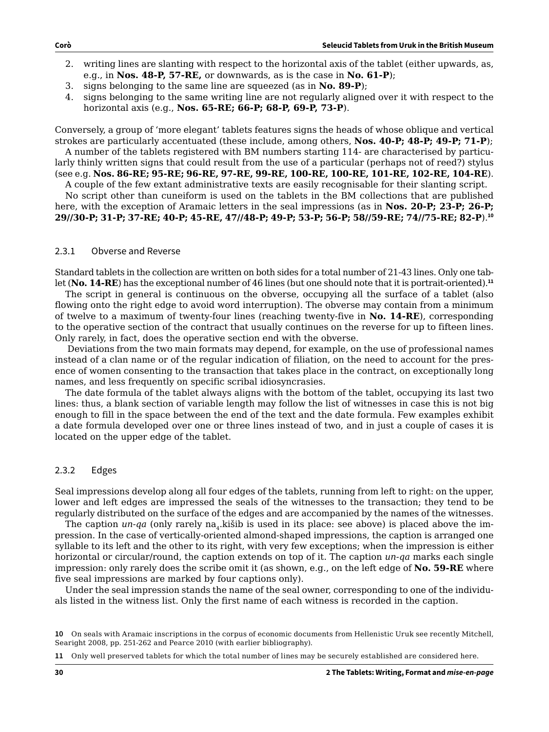2. writing lines are slanting with respect to the horizontal axis of the tablet (either upwards, as, e.g., in **Nos. 48-P, 57-RE,** or downwards, as is the case in **No. 61-P**);
3. signs belonging to the same line are squeezed (as in **No. 89-P**);
4. signs belonging to the same writing line are not regularly aligned over it with respect to the horizontal axis (e.g., **Nos. 65-RE; 66-P; 68-P, 69-P, 73-P**).

Conversely, a group of 'more elegant' tablets features signs the heads of whose oblique and vertical strokes are particularly accentuated (these include, among others, **Nos. 40-P; 48-P; 49-P; 71-P**);

A number of the tablets registered with BM numbers starting 114- are characterised by particularly thinly written signs that could result from the use of a particular (perhaps not of reed?) stylus (see e.g. **Nos. 86-RE; 95-RE; 96-RE, 97-RE, 99-RE, 100-RE, 100-RE, 101-RE, 102-RE, 104-RE**).

A couple of the few extant administrative texts are easily recognisable for their slanting script.

No script other than cuneiform is used on the tablets in the BM collections that are published here, with the exception of Aramaic letters in the seal impressions (as in **Nos. 20-P; 23-P; 26-P; 29//30-P; 31-P; 37-RE; 40-P; 45-RE, 47//48-P; 49-P; 53-P; 56-P; 58//59-RE; 74//75-RE; 82-P**).[10]

### 2.3.1 Obverse and Reverse

Standard tablets in the collection are written on both sides for a total number of 21-43 lines. Only one tablet (**No. 14-RE**) has the exceptional number of 46 lines (but one should note that it is portrait-oriented).[11]

The script in general is continuous on the obverse, occupying all the surface of a tablet (also flowing onto the right edge to avoid word interruption). The obverse may contain from a minimum of twelve to a maximum of twenty-four lines (reaching twenty-five in **No. 14-RE**), corresponding to the operative section of the contract that usually continues on the reverse for up to fifteen lines. Only rarely, in fact, does the operative section end with the obverse.

Deviations from the two main formats may depend, for example, on the use of professional names instead of a clan name or of the regular indication of filiation, on the need to account for the presence of women consenting to the transaction that takes place in the contract, on exceptionally long names, and less frequently on specific scribal idiosyncrasies.

The date formula of the tablet always aligns with the bottom of the tablet, occupying its last two lines: thus, a blank section of variable length may follow the list of witnesses in case this is not big enough to fill in the space between the end of the text and the date formula. Few examples exhibit a date formula developed over one or three lines instead of two, and in just a couple of cases it is located on the upper edge of the tablet.

### 2.3.2 Edges

Seal impressions develop along all four edges of the tablets, running from left to right: on the upper, lower and left edges are impressed the seals of the witnesses to the transaction; they tend to be regularly distributed on the surface of the edges and are accompanied by the names of the witnesses.

The caption *un-qa* (only rarely na$_4$.kišib is used in its place: see above) is placed above the impression. In the case of vertically-oriented almond-shaped impressions, the caption is arranged one syllable to its left and the other to its right, with very few exceptions; when the impression is either horizontal or circular/round, the caption extends on top of it. The caption *un-qa* marks each single impression: only rarely does the scribe omit it (as shown, e.g., on the left edge of **No. 59-RE** where five seal impressions are marked by four captions only).

Under the seal impression stands the name of the seal owner, corresponding to one of the individuals listed in the witness list. Only the first name of each witness is recorded in the caption.

**10** On seals with Aramaic inscriptions in the corpus of economic documents from Hellenistic Uruk see recently Mitchell, Searight 2008, pp. 251-262 and Pearce 2010 (with earlier bibliography).

**11** Only well preserved tablets for which the total number of lines may be securely established are considered here.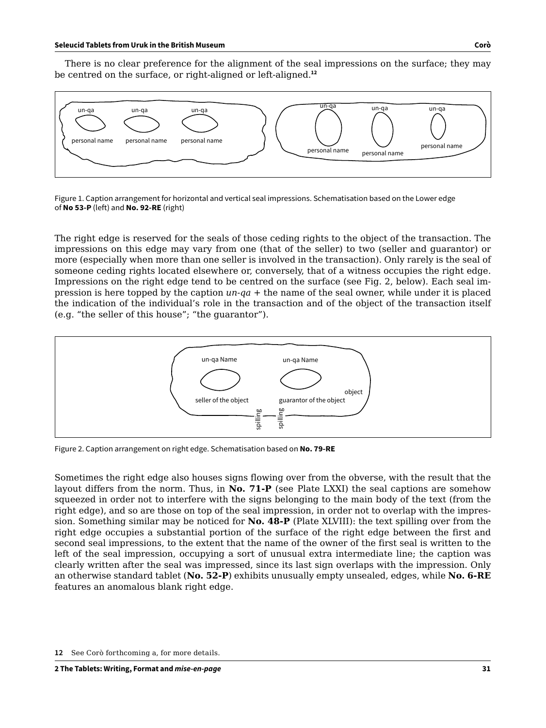There is no clear preference for the alignment of the seal impressions on the surface; they may be centred on the surface, or right-aligned or left-aligned.[12]

Figure 1. Caption arrangement for horizontal and vertical seal impressions. Schematisation based on the Lower edge of **No 53-P** (left) and **No. 92-RE** (right)

The right edge is reserved for the seals of those ceding rights to the object of the transaction. The impressions on this edge may vary from one (that of the seller) to two (seller and guarantor) or more (especially when more than one seller is involved in the transaction). Only rarely is the seal of someone ceding rights located elsewhere or, conversely, that of a witness occupies the right edge. Impressions on the right edge tend to be centred on the surface (see Fig. 2, below). Each seal impression is here topped by the caption *un-qa* + the name of the seal owner, while under it is placed the indication of the individual's role in the transaction and of the object of the transaction itself (e.g. "the seller of this house"; "the guarantor").

Figure 2. Caption arrangement on right edge. Schematisation based on **No. 79-RE**

Sometimes the right edge also houses signs flowing over from the obverse, with the result that the layout differs from the norm. Thus, in **No. 71-P** (see Plate LXXI) the seal captions are somehow squeezed in order not to interfere with the signs belonging to the main body of the text (from the right edge), and so are those on top of the seal impression, in order not to overlap with the impression. Something similar may be noticed for **No. 48-P** (Plate XLVIII): the text spilling over from the right edge occupies a substantial portion of the surface of the right edge between the first and second seal impressions, to the extent that the name of the owner of the first seal is written to the left of the seal impression, occupying a sort of unusual extra intermediate line; the caption was clearly written after the seal was impressed, since its last sign overlaps with the impression. Only an otherwise standard tablet (**No. 52-P**) exhibits unusually empty unsealed, edges, while **No. 6-RE** features an anomalous blank right edge.

12 See Corò forthcoming a, for more details.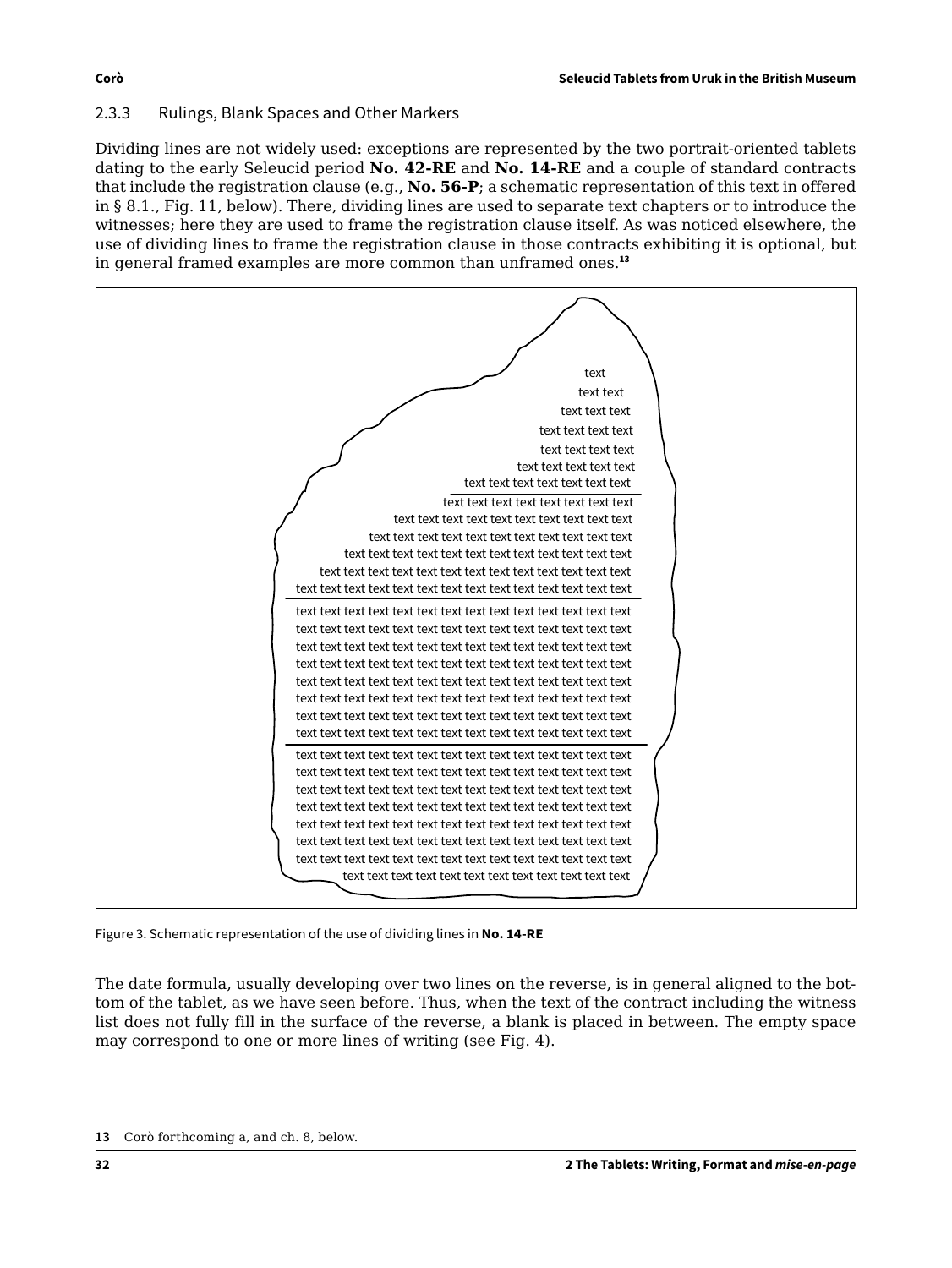### 2.3.3 Rulings, Blank Spaces and Other Markers

Dividing lines are not widely used: exceptions are represented by the two portrait-oriented tablets dating to the early Seleucid period **No. 42-RE** and **No. 14-RE** and a couple of standard contracts that include the registration clause (e.g., **No. 56-P**; a schematic representation of this text in offered in § 8.1., Fig. 11, below). There, dividing lines are used to separate text chapters or to introduce the witnesses; here they are used to frame the registration clause itself. As was noticed elsewhere, the use of dividing lines to frame the registration clause in those contracts exhibiting it is optional, but in general framed examples are more common than unframed ones.[13]

Figure 3. Schematic representation of the use of dividing lines in **No. 14-RE**

The date formula, usually developing over two lines on the reverse, is in general aligned to the bottom of the tablet, as we have seen before. Thus, when the text of the contract including the witness list does not fully fill in the surface of the reverse, a blank is placed in between. The empty space may correspond to one or more lines of writing (see Fig. 4).

13 Corò forthcoming a, and ch. 8, below.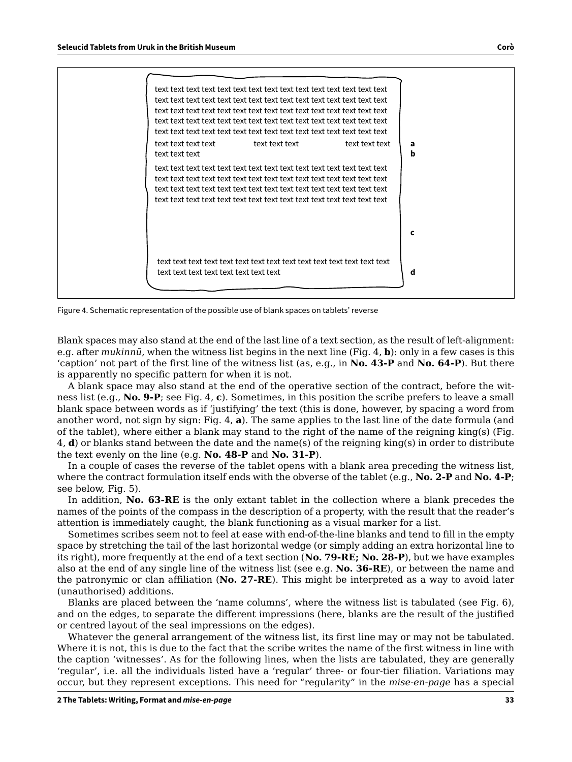Figure 4. Schematic representation of the possible use of blank spaces on tablets' reverse

Blank spaces may also stand at the end of the last line of a text section, as the result of left-alignment: e.g. after *mukinnū*, when the witness list begins in the next line (Fig. 4, **b**): only in a few cases is this 'caption' not part of the first line of the witness list (as, e.g., in **No. 43-P** and **No. 64-P**). But there is apparently no specific pattern for when it is not.

A blank space may also stand at the end of the operative section of the contract, before the witness list (e.g., **No. 9-P**; see Fig. 4, **c**). Sometimes, in this position the scribe prefers to leave a small blank space between words as if 'justifying' the text (this is done, however, by spacing a word from another word, not sign by sign: Fig. 4, **a**). The same applies to the last line of the date formula (and of the tablet), where either a blank may stand to the right of the name of the reigning king(s) (Fig. 4, **d**) or blanks stand between the date and the name(s) of the reigning king(s) in order to distribute the text evenly on the line (e.g. **No. 48-P** and **No. 31-P**).

In a couple of cases the reverse of the tablet opens with a blank area preceding the witness list, where the contract formulation itself ends with the obverse of the tablet (e.g., **No. 2-P** and **No. 4-P**; see below, Fig. 5).

In addition, **No. 63-RE** is the only extant tablet in the collection where a blank precedes the names of the points of the compass in the description of a property, with the result that the reader's attention is immediately caught, the blank functioning as a visual marker for a list.

Sometimes scribes seem not to feel at ease with end-of-the-line blanks and tend to fill in the empty space by stretching the tail of the last horizontal wedge (or simply adding an extra horizontal line to its right), more frequently at the end of a text section (**No. 79-RE; No. 28-P**), but we have examples also at the end of any single line of the witness list (see e.g. **No. 36-RE**), or between the name and the patronymic or clan affiliation (**No. 27-RE**). This might be interpreted as a way to avoid later (unauthorised) additions.

Blanks are placed between the 'name columns', where the witness list is tabulated (see Fig. 6), and on the edges, to separate the different impressions (here, blanks are the result of the justified or centred layout of the seal impressions on the edges).

Whatever the general arrangement of the witness list, its first line may or may not be tabulated. Where it is not, this is due to the fact that the scribe writes the name of the first witness in line with the caption 'witnesses'. As for the following lines, when the lists are tabulated, they are generally 'regular', i.e. all the individuals listed have a 'regular' three- or four-tier filiation. Variations may occur, but they represent exceptions. This need for "regularity" in the *mise-en-page* has a special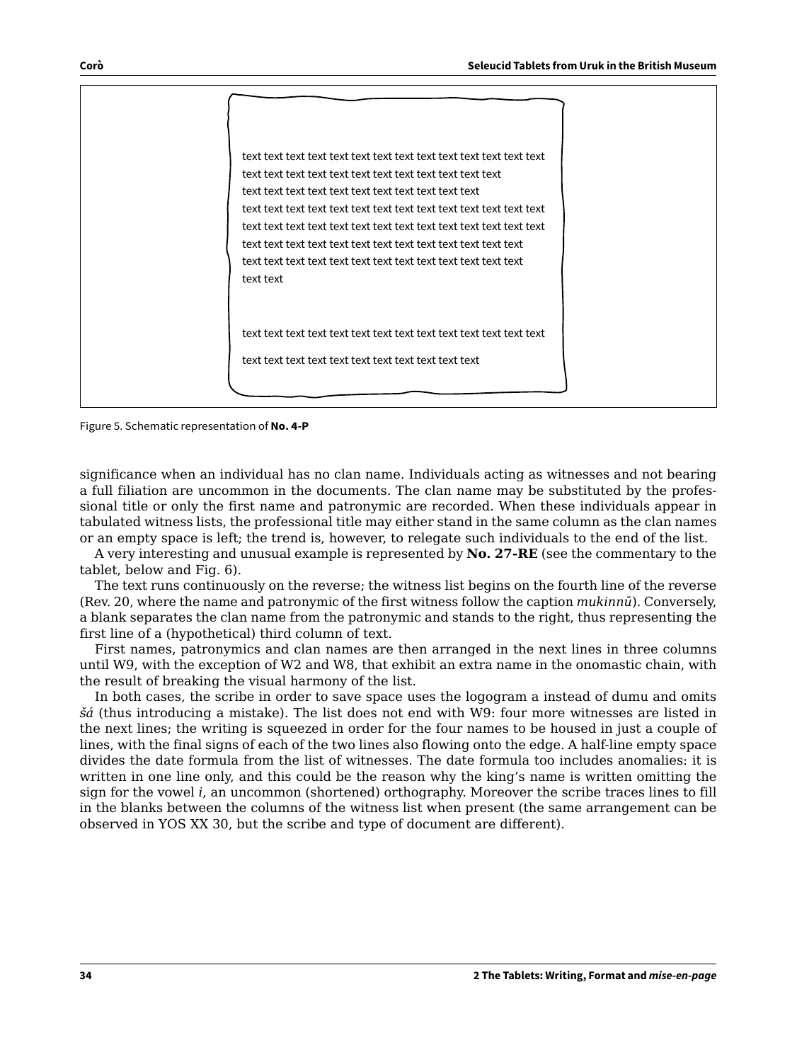text text text text text text text text text text text text text text
text text text text text text text text text text text text
text text text text text text text text text text text
text text text text text text text text text text text text text text
text text text text text text text text text text text text text text
text text text text text text text text text text text text text
text text text text text text text text text text text text text
text text

text text text text text text text text text text text text text text
text text text text text text text text text text text

Figure 5. Schematic representation of **No. 4-P**

significance when an individual has no clan name. Individuals acting as witnesses and not bearing a full filiation are uncommon in the documents. The clan name may be substituted by the professional title or only the first name and patronymic are recorded. When these individuals appear in tabulated witness lists, the professional title may either stand in the same column as the clan names or an empty space is left; the trend is, however, to relegate such individuals to the end of the list.

A very interesting and unusual example is represented by **No. 27-RE** (see the commentary to the tablet, below and Fig. 6).

The text runs continuously on the reverse; the witness list begins on the fourth line of the reverse (Rev. 20, where the name and patronymic of the first witness follow the caption *mukinnū*). Conversely, a blank separates the clan name from the patronymic and stands to the right, thus representing the first line of a (hypothetical) third column of text.

First names, patronymics and clan names are then arranged in the next lines in three columns until W9, with the exception of W2 and W8, that exhibit an extra name in the onomastic chain, with the result of breaking the visual harmony of the list.

In both cases, the scribe in order to save space uses the logogram a instead of dumu and omits *šá* (thus introducing a mistake). The list does not end with W9: four more witnesses are listed in the next lines; the writing is squeezed in order for the four names to be housed in just a couple of lines, with the final signs of each of the two lines also flowing onto the edge. A half-line empty space divides the date formula from the list of witnesses. The date formula too includes anomalies: it is written in one line only, and this could be the reason why the king's name is written omitting the sign for the vowel *i*, an uncommon (shortened) orthography. Moreover the scribe traces lines to fill in the blanks between the columns of the witness list when present (the same arrangement can be observed in YOS XX 30, but the scribe and type of document are different).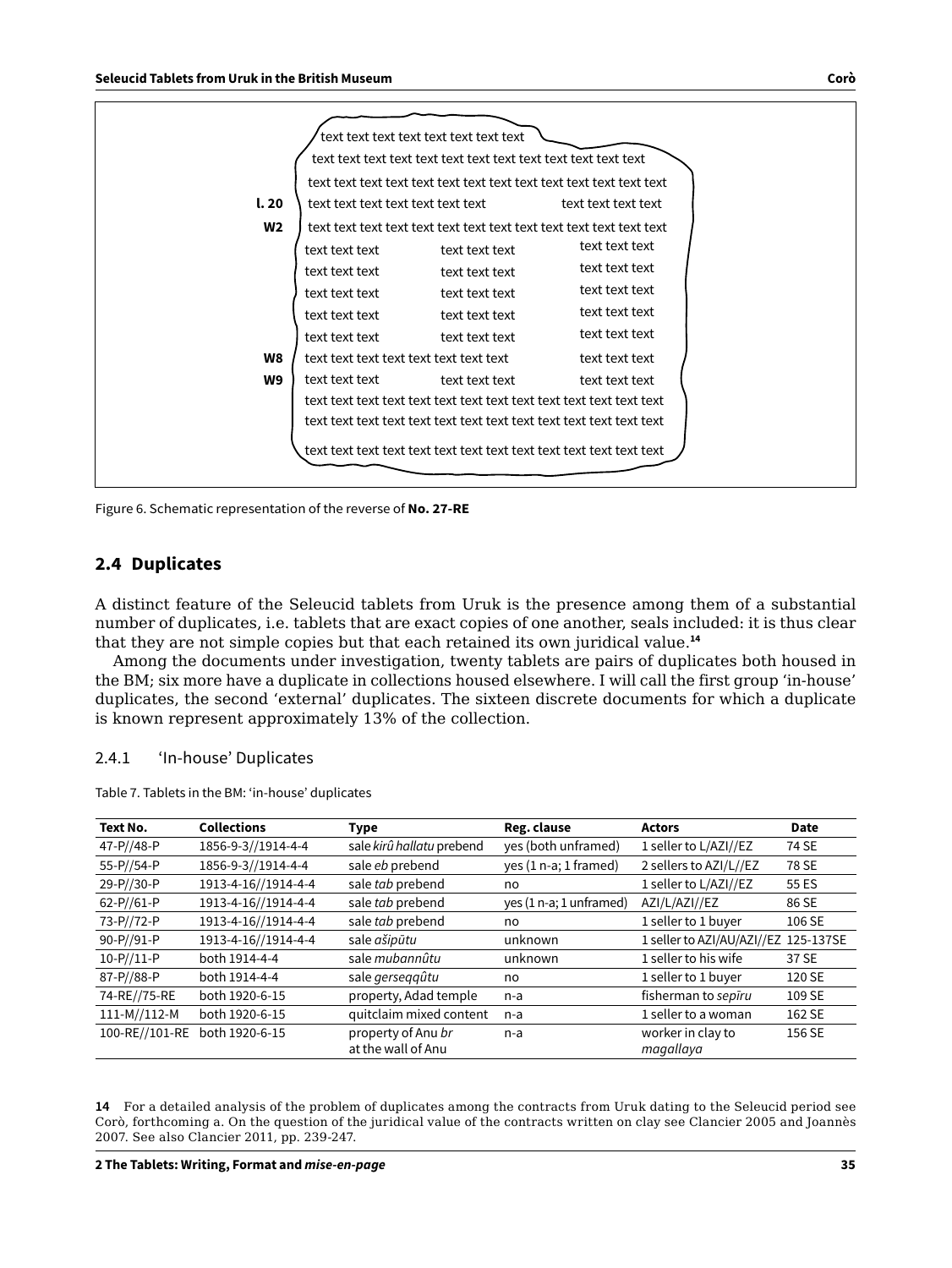Figure 6. Schematic representation of the reverse of **No. 27-RE**

## 2.4 Duplicates

A distinct feature of the Seleucid tablets from Uruk is the presence among them of a substantial number of duplicates, i.e. tablets that are exact copies of one another, seals included: it is thus clear that they are not simple copies but that each retained its own juridical value.[14]

Among the documents under investigation, twenty tablets are pairs of duplicates both housed in the BM; six more have a duplicate in collections housed elsewhere. I will call the first group 'in-house' duplicates, the second 'external' duplicates. The sixteen discrete documents for which a duplicate is known represent approximately 13% of the collection.

### 2.4.1 'In-house' Duplicates

Table 7. Tablets in the BM: 'in-house' duplicates

| Text No. | Collections | Type | Reg. clause | Actors | Date |
|---|---|---|---|---|---|
| 47-P//48-P | 1856-9-3//1914-4-4 | sale *kirû hallatu* prebend | yes (both unframed) | 1 seller to L/AZI//EZ | 74 SE |
| 55-P//54-P | 1856-9-3//1914-4-4 | sale *eb* prebend | yes (1 n-a; 1 framed) | 2 sellers to AZI/L//EZ | 78 SE |
| 29-P//30-P | 1913-4-16//1914-4-4 | sale *tab* prebend | no | 1 seller to L/AZI//EZ | 55 ES |
| 62-P//61-P | 1913-4-16//1914-4-4 | sale *tab* prebend | yes (1 n-a; 1 unframed) | AZI/L/AZI//EZ | 86 SE |
| 73-P//72-P | 1913-4-16//1914-4-4 | sale *tab* prebend | no | 1 seller to 1 buyer | 106 SE |
| 90-P//91-P | 1913-4-16//1914-4-4 | sale *ašipūtu* | unknown | 1 seller to AZI/AU/AZI//EZ | 125-137SE |
| 10-P//11-P | both 1914-4-4 | sale *mubannûtu* | unknown | 1 seller to his wife | 37 SE |
| 87-P//88-P | both 1914-4-4 | sale *gerseqqûtu* | no | 1 seller to 1 buyer | 120 SE |
| 74-RE//75-RE | both 1920-6-15 | property, Adad temple | n-a | fisherman to *sepīru* | 109 SE |
| 111-M//112-M | both 1920-6-15 | quitclaim mixed content | n-a | 1 seller to a woman | 162 SE |
| 100-RE//101-RE | both 1920-6-15 | property of Anu *br* at the wall of Anu | n-a | worker in clay to *magallaya* | 156 SE |

**14** For a detailed analysis of the problem of duplicates among the contracts from Uruk dating to the Seleucid period see Corò, forthcoming a. On the question of the juridical value of the contracts written on clay see Clancier 2005 and Joannès 2007. See also Clancier 2011, pp. 239-247.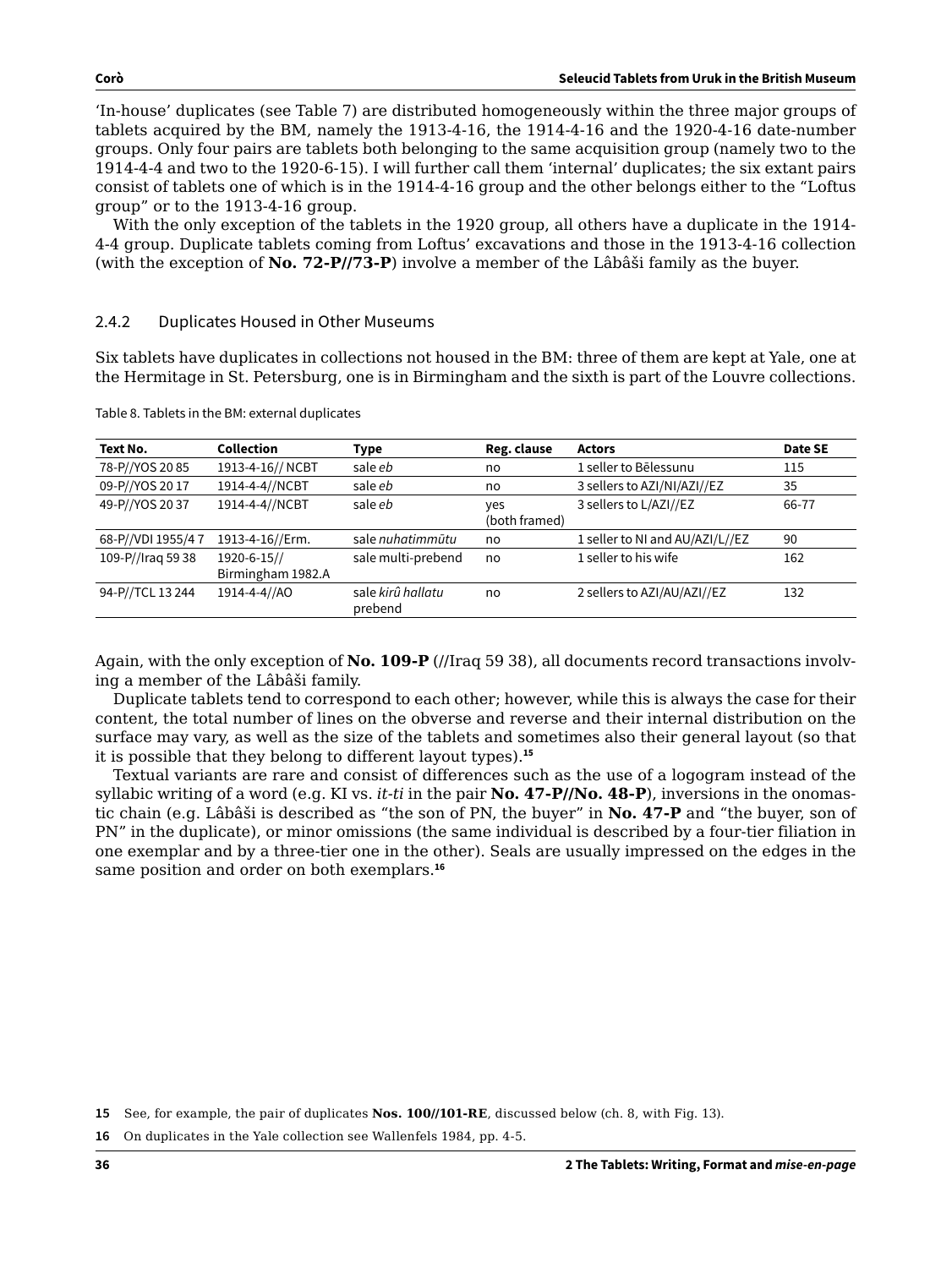'In-house' duplicates (see Table 7) are distributed homogeneously within the three major groups of tablets acquired by the BM, namely the 1913-4-16, the 1914-4-16 and the 1920-4-16 date-number groups. Only four pairs are tablets both belonging to the same acquisition group (namely two to the 1914-4-4 and two to the 1920-6-15). I will further call them 'internal' duplicates; the six extant pairs consist of tablets one of which is in the 1914-4-16 group and the other belongs either to the "Loftus group" or to the 1913-4-16 group.

With the only exception of the tablets in the 1920 group, all others have a duplicate in the 1914-4-4 group. Duplicate tablets coming from Loftus' excavations and those in the 1913-4-16 collection (with the exception of **No. 72-P//73-P**) involve a member of the Lâbâši family as the buyer.

### 2.4.2 Duplicates Housed in Other Museums

Six tablets have duplicates in collections not housed in the BM: three of them are kept at Yale, one at the Hermitage in St. Petersburg, one is in Birmingham and the sixth is part of the Louvre collections.

Table 8. Tablets in the BM: external duplicates

| Text No. | Collection | Type | Reg. clause | Actors | Date SE |
|---|---|---|---|---|---|
| 78-P//YOS 20 85 | 1913-4-16// NCBT | sale *eb* | no | 1 seller to Bēlessunu | 115 |
| 09-P//YOS 20 17 | 1914-4-4//NCBT | sale *eb* | no | 3 sellers to AZI/NI/AZI//EZ | 35 |
| 49-P//YOS 20 37 | 1914-4-4//NCBT | sale *eb* | yes (both framed) | 3 sellers to L/AZI//EZ | 66-77 |
| 68-P//VDI 1955/4 7 | 1913-4-16//Erm. | sale *nuhatimmūtu* | no | 1 seller to NI and AU/AZI/L//EZ | 90 |
| 109-P//Iraq 59 38 | 1920-6-15// Birmingham 1982.A | sale multi-prebend | no | 1 seller to his wife | 162 |
| 94-P//TCL 13 244 | 1914-4-4//AO | sale *kirû hallatu* prebend | no | 2 sellers to AZI/AU/AZI//EZ | 132 |

Again, with the only exception of **No. 109-P** (//Iraq 59 38), all documents record transactions involving a member of the Lâbâši family.

Duplicate tablets tend to correspond to each other; however, while this is always the case for their content, the total number of lines on the obverse and reverse and their internal distribution on the surface may vary, as well as the size of the tablets and sometimes also their general layout (so that it is possible that they belong to different layout types).[15]

Textual variants are rare and consist of differences such as the use of a logogram instead of the syllabic writing of a word (e.g. KI vs. *it-ti* in the pair **No. 47-P//No. 48-P**), inversions in the onomastic chain (e.g. Lâbâši is described as "the son of PN, the buyer" in **No. 47-P** and "the buyer, son of PN" in the duplicate), or minor omissions (the same individual is described by a four-tier filiation in one exemplar and by a three-tier one in the other). Seals are usually impressed on the edges in the same position and order on both exemplars.[16]

15 See, for example, the pair of duplicates **Nos. 100//101-RE**, discussed below (ch. 8, with Fig. 13).

16 On duplicates in the Yale collection see Wallenfels 1984, pp. 4-5.